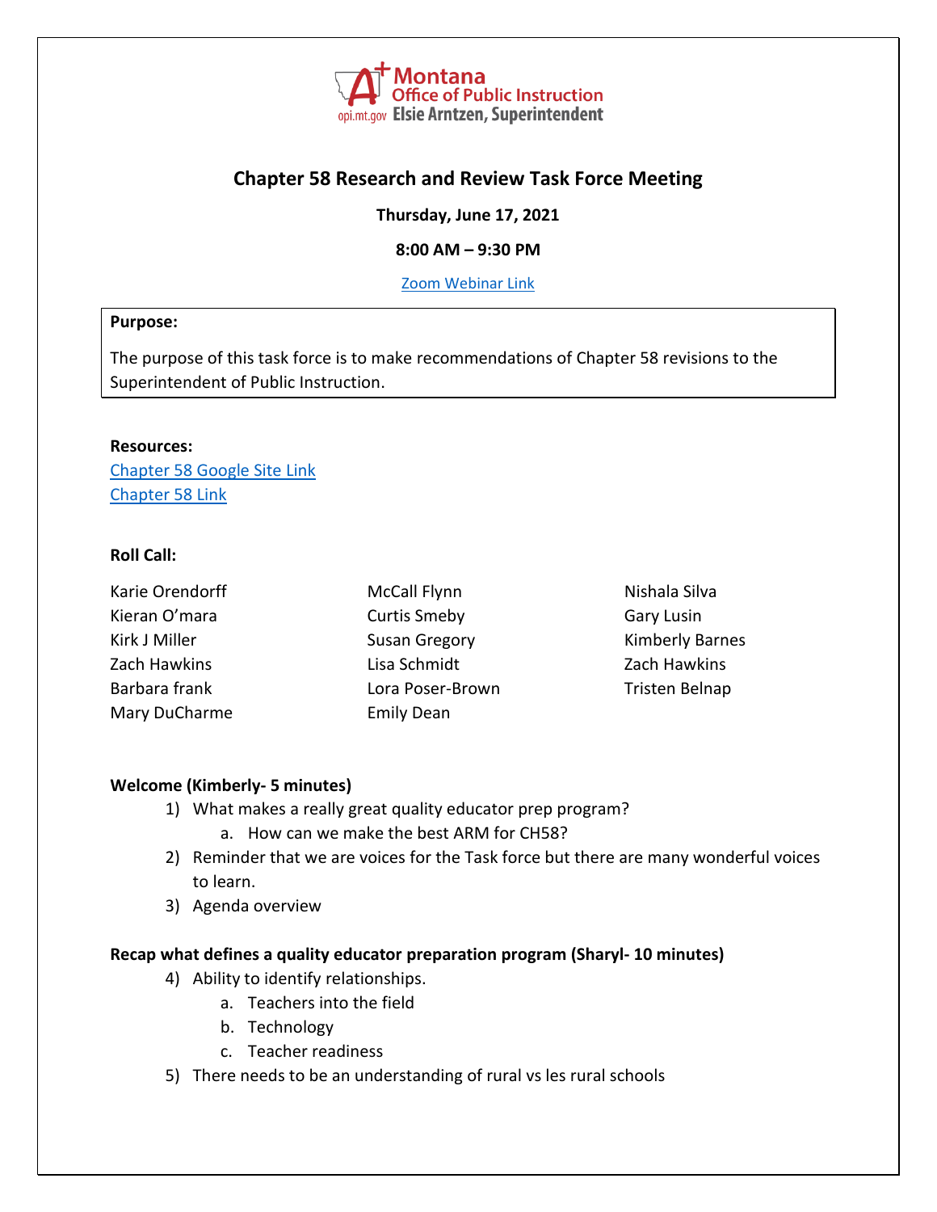Montana Office of Public Instruction
opi.mt.gov Elsie Arntzen, Superintendent

# Chapter 58 Research and Review Task Force Meeting

**Thursday, June 17, 2021**

**8:00 AM – 9:30 PM**

Zoom Webinar Link

**Purpose:**

The purpose of this task force is to make recommendations of Chapter 58 revisions to the Superintendent of Public Instruction.

**Resources:**

Chapter 58 Google Site Link
Chapter 58 Link

**Roll Call:**

Karie Orendorff
Kieran O'mara
Kirk J Miller
Zach Hawkins
Barbara frank
Mary DuCharme
McCall Flynn
Curtis Smeby
Susan Gregory
Lisa Schmidt
Lora Poser-Brown
Emily Dean
Nishala Silva
Gary Lusin
Kimberly Barnes
Zach Hawkins
Tristen Belnap

**Welcome (Kimberly- 5 minutes)**

1) What makes a really great quality educator prep program?
    a. How can we make the best ARM for CH58?
2) Reminder that we are voices for the Task force but there are many wonderful voices to learn.
3) Agenda overview

**Recap what defines a quality educator preparation program (Sharyl- 10 minutes)**

4) Ability to identify relationships.
    a. Teachers into the field
    b. Technology
    c. Teacher readiness
5) There needs to be an understanding of rural vs les rural schools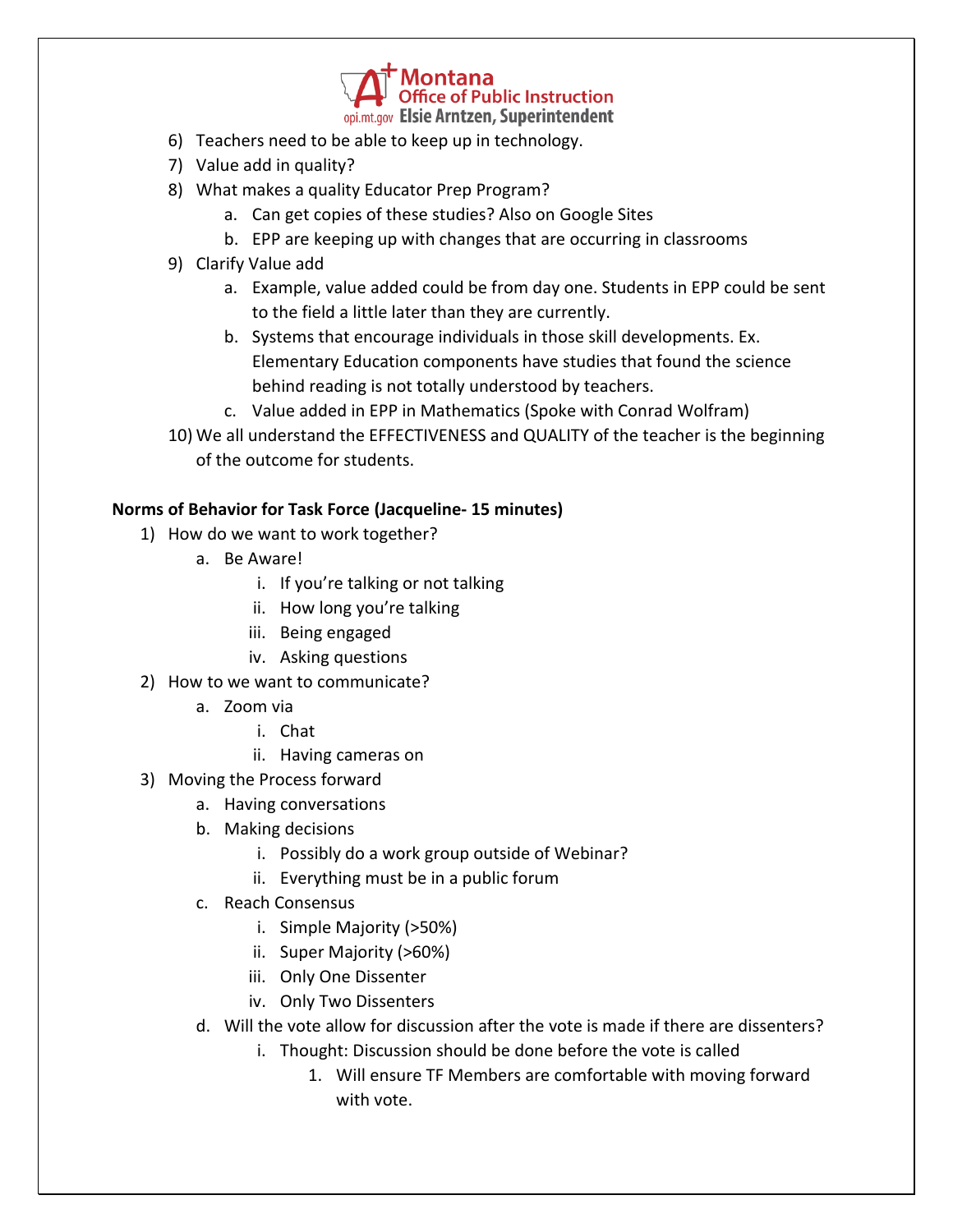6) Teachers need to be able to keep up in technology.
7) Value add in quality?
8) What makes a quality Educator Prep Program?
    a. Can get copies of these studies? Also on Google Sites
    b. EPP are keeping up with changes that are occurring in classrooms
9) Clarify Value add
    a. Example, value added could be from day one. Students in EPP could be sent to the field a little later than they are currently.
    b. Systems that encourage individuals in those skill developments. Ex. Elementary Education components have studies that found the science behind reading is not totally understood by teachers.
    c. Value added in EPP in Mathematics (Spoke with Conrad Wolfram)
10) We all understand the EFFECTIVENESS and QUALITY of the teacher is the beginning of the outcome for students.

**Norms of Behavior for Task Force (Jacqueline- 15 minutes)**

1) How do we want to work together?
    a. Be Aware!
        i. If you're talking or not talking
        ii. How long you're talking
        iii. Being engaged
        iv. Asking questions
2) How to we want to communicate?
    a. Zoom via
        i. Chat
        ii. Having cameras on
3) Moving the Process forward
    a. Having conversations
    b. Making decisions
        i. Possibly do a work group outside of Webinar?
        ii. Everything must be in a public forum
    c. Reach Consensus
        i. Simple Majority (>50%)
        ii. Super Majority (>60%)
        iii. Only One Dissenter
        iv. Only Two Dissenters
    d. Will the vote allow for discussion after the vote is made if there are dissenters?
        i. Thought: Discussion should be done before the vote is called
            1. Will ensure TF Members are comfortable with moving forward with vote.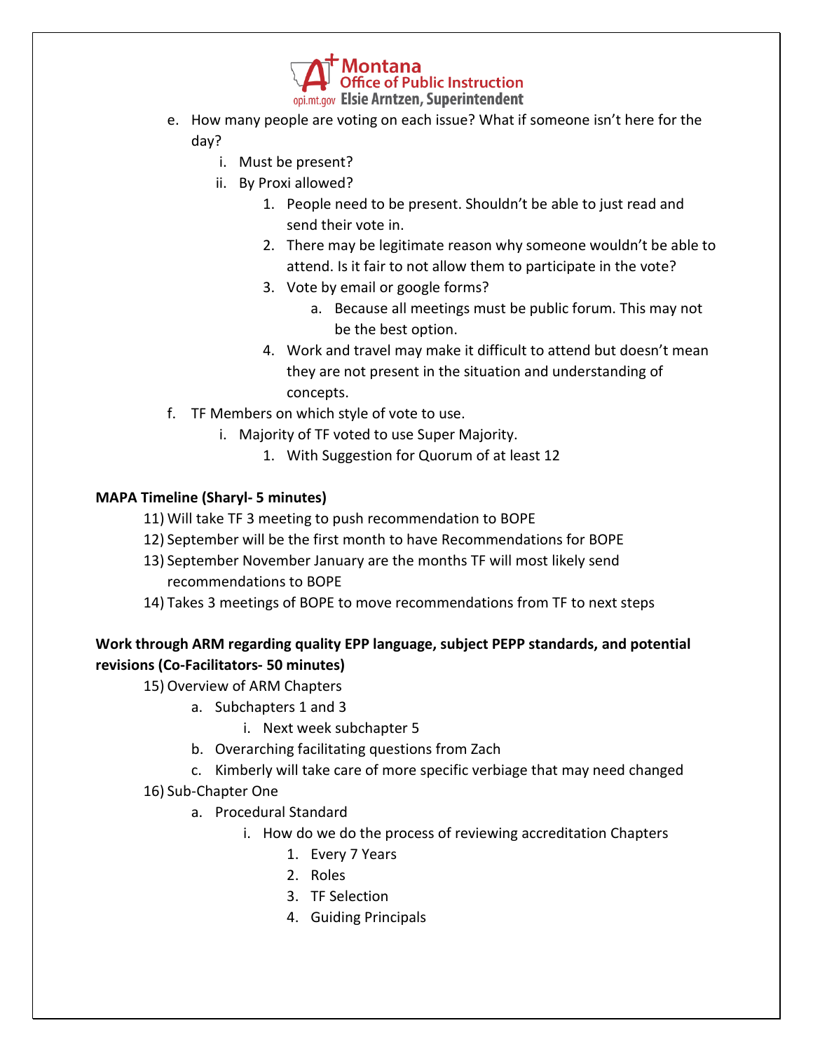e. How many people are voting on each issue? What if someone isn't here for the day?
    i. Must be present?
    ii. By Proxi allowed?
        1. People need to be present. Shouldn't be able to just read and send their vote in.
        2. There may be legitimate reason why someone wouldn't be able to attend. Is it fair to not allow them to participate in the vote?
        3. Vote by email or google forms?
            a. Because all meetings must be public forum. This may not be the best option.
        4. Work and travel may make it difficult to attend but doesn't mean they are not present in the situation and understanding of concepts.

f. TF Members on which style of vote to use.
    i. Majority of TF voted to use Super Majority.
        1. With Suggestion for Quorum of at least 12

**MAPA Timeline (Sharyl- 5 minutes)**

11) Will take TF 3 meeting to push recommendation to BOPE
12) September will be the first month to have Recommendations for BOPE
13) September November January are the months TF will most likely send recommendations to BOPE
14) Takes 3 meetings of BOPE to move recommendations from TF to next steps

**Work through ARM regarding quality EPP language, subject PEPP standards, and potential revisions (Co-Facilitators- 50 minutes)**

15) Overview of ARM Chapters
    a. Subchapters 1 and 3
        i. Next week subchapter 5
    b. Overarching facilitating questions from Zach
    c. Kimberly will take care of more specific verbiage that may need changed
16) Sub-Chapter One
    a. Procedural Standard
        i. How do we do the process of reviewing accreditation Chapters
            1. Every 7 Years
            2. Roles
            3. TF Selection
            4. Guiding Principals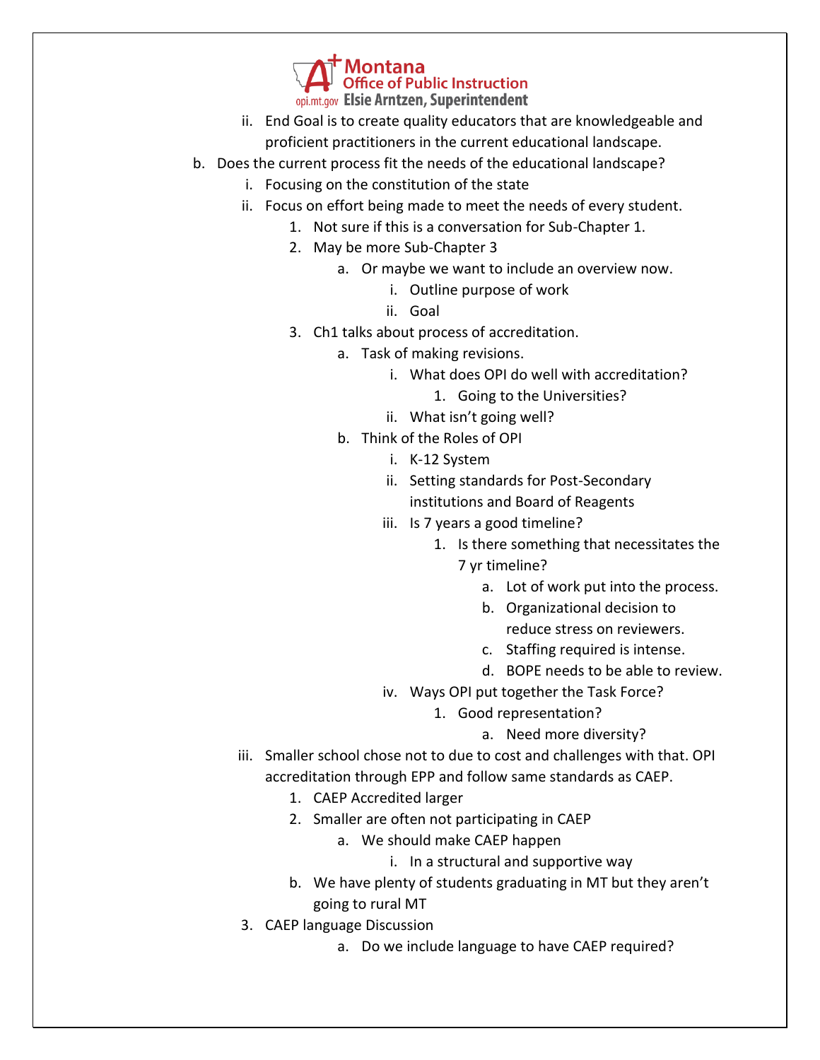ii. End Goal is to create quality educators that are knowledgeable and proficient practitioners in the current educational landscape.

b. Does the current process fit the needs of the educational landscape?
   i. Focusing on the constitution of the state
   ii. Focus on effort being made to meet the needs of every student.
      1. Not sure if this is a conversation for Sub-Chapter 1.
      2. May be more Sub-Chapter 3
         a. Or maybe we want to include an overview now.
            i. Outline purpose of work
            ii. Goal
      3. Ch1 talks about process of accreditation.
         a. Task of making revisions.
            i. What does OPI do well with accreditation?
               1. Going to the Universities?
            ii. What isn't going well?
         b. Think of the Roles of OPI
            i. K-12 System
            ii. Setting standards for Post-Secondary institutions and Board of Reagents
            iii. Is 7 years a good timeline?
               1. Is there something that necessitates the 7 yr timeline?
                  a. Lot of work put into the process.
                  b. Organizational decision to reduce stress on reviewers.
                  c. Staffing required is intense.
                  d. BOPE needs to be able to review.
            iv. Ways OPI put together the Task Force?
               1. Good representation?
                  a. Need more diversity?
   iii. Smaller school chose not to due to cost and challenges with that. OPI accreditation through EPP and follow same standards as CAEP.
      1. CAEP Accredited larger
      2. Smaller are often not participating in CAEP
         a. We should make CAEP happen
            i. In a structural and supportive way
      b. We have plenty of students graduating in MT but they aren't going to rural MT
   3. CAEP language Discussion
      a. Do we include language to have CAEP required?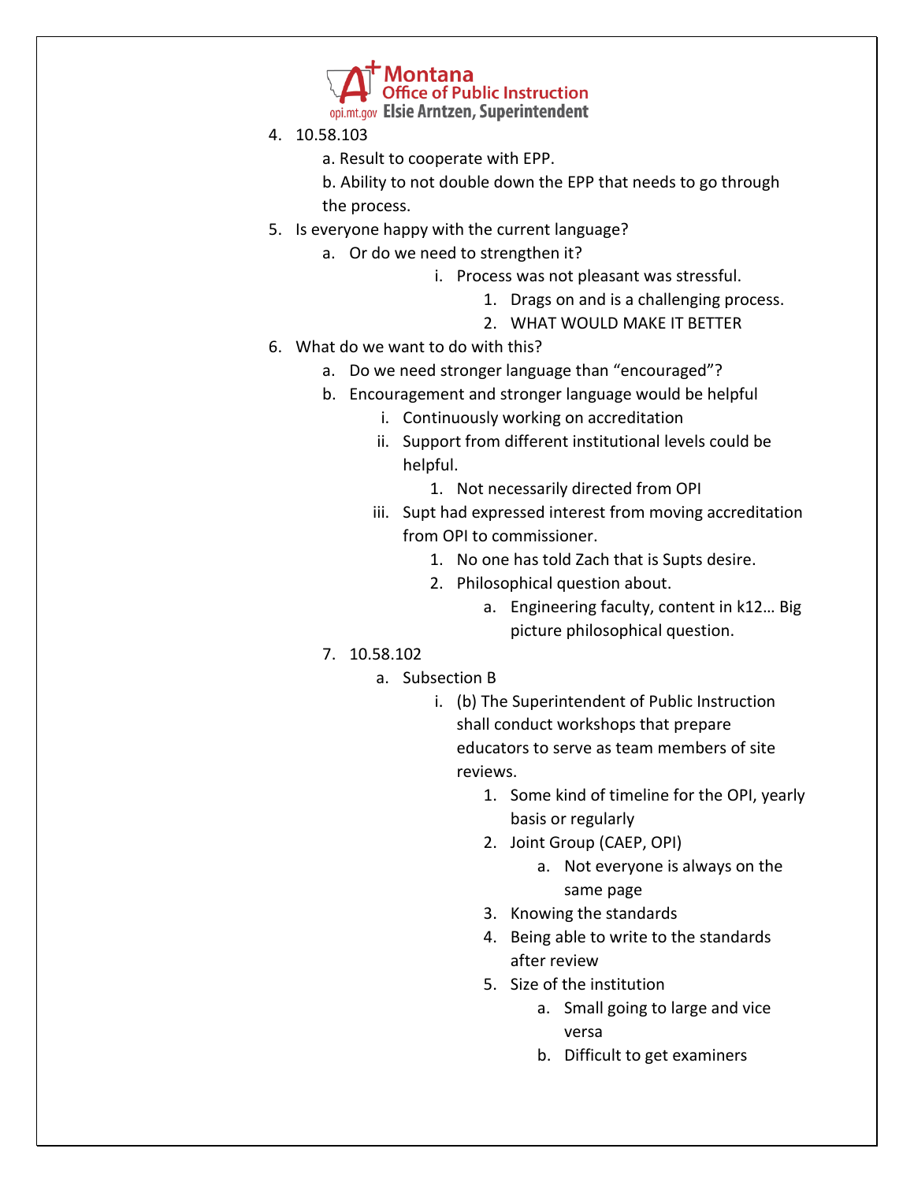4. 10.58.103
    a. Result to cooperate with EPP.
    b. Ability to not double down the EPP that needs to go through the process.
5. Is everyone happy with the current language?
    a. Or do we need to strengthen it?
        i. Process was not pleasant was stressful.
            1. Drags on and is a challenging process.
            2. WHAT WOULD MAKE IT BETTER
6. What do we want to do with this?
    a. Do we need stronger language than "encouraged"?
    b. Encouragement and stronger language would be helpful
        i. Continuously working on accreditation
        ii. Support from different institutional levels could be helpful.
            1. Not necessarily directed from OPI
        iii. Supt had expressed interest from moving accreditation from OPI to commissioner.
            1. No one has told Zach that is Supts desire.
            2. Philosophical question about.
                a. Engineering faculty, content in k12… Big picture philosophical question.
7. 10.58.102
    a. Subsection B
        i. (b) The Superintendent of Public Instruction shall conduct workshops that prepare educators to serve as team members of site reviews.
            1. Some kind of timeline for the OPI, yearly basis or regularly
            2. Joint Group (CAEP, OPI)
                a. Not everyone is always on the same page
            3. Knowing the standards
            4. Being able to write to the standards after review
            5. Size of the institution
                a. Small going to large and vice versa
                b. Difficult to get examiners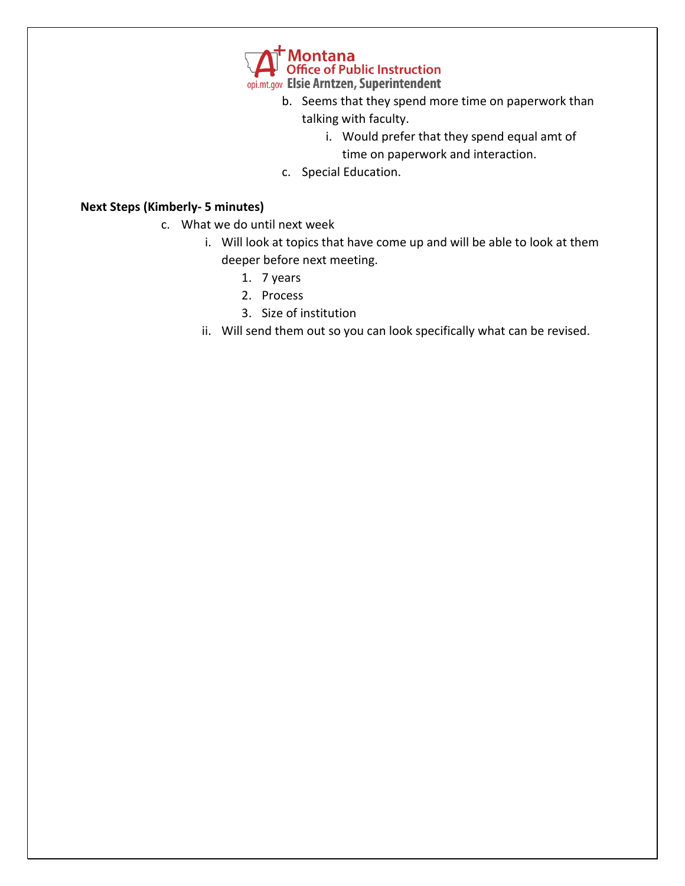b. Seems that they spend more time on paperwork than talking with faculty.
      i. Would prefer that they spend equal amt of time on paperwork and interaction.
   c. Special Education.

**Next Steps (Kimberly- 5 minutes)**

c. What we do until next week
   i. Will look at topics that have come up and will be able to look at them deeper before next meeting.
      1. 7 years
      2. Process
      3. Size of institution
   ii. Will send them out so you can look specifically what can be revised.